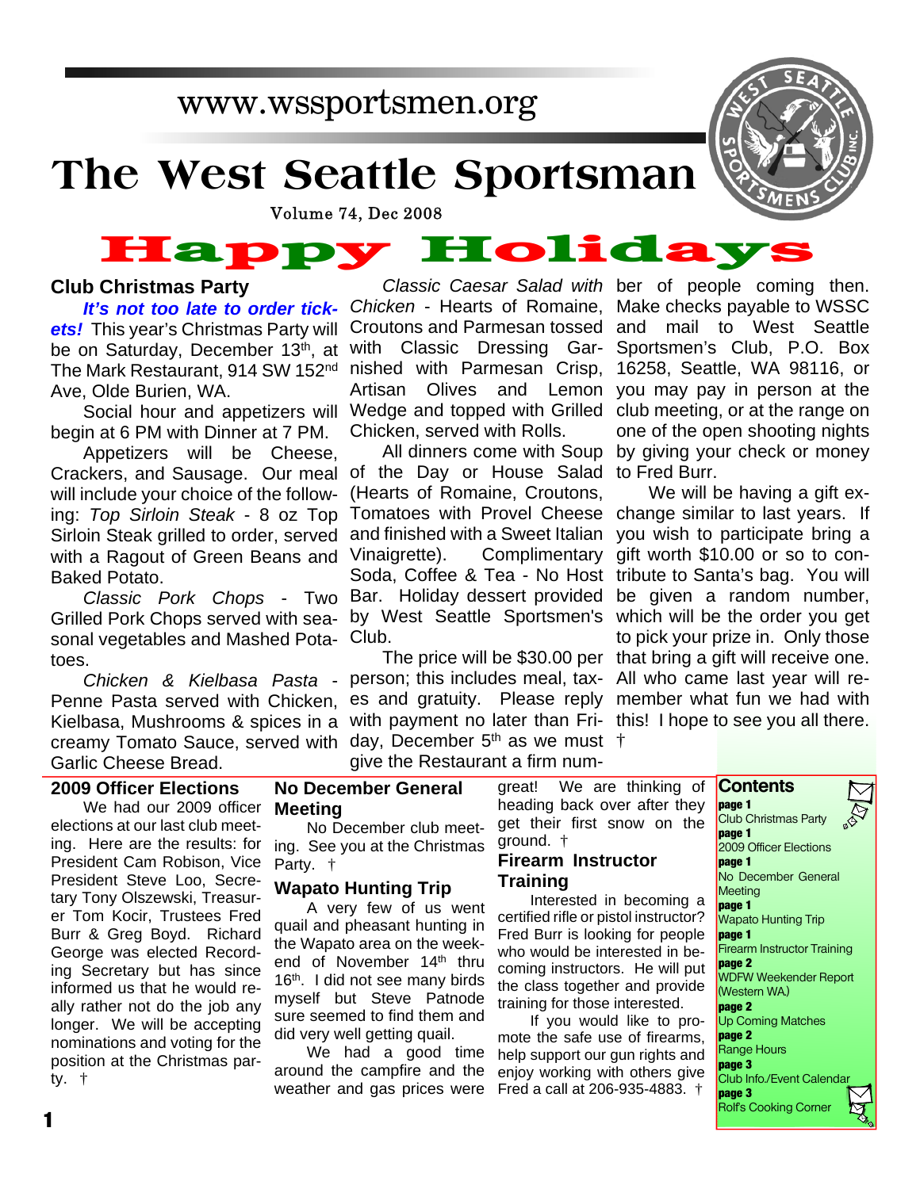www.wssportsmen.org

# The West Seattle Sportsman

Volume 74, Dec 2008

# Happy Holidays

## Club Christmas Party

***It's not too late to order tickets!*** This year's Christmas Party will be on Saturday, December 13th, at The Mark Restaurant, 914 SW 152nd Ave, Olde Burien, WA.

Social hour and appetizers will begin at 6 PM with Dinner at 7 PM.

Appetizers will be Cheese, Crackers, and Sausage. Our meal will include your choice of the following: *Top Sirloin Steak* - 8 oz Top Sirloin Steak grilled to order, served with a Ragout of Green Beans and Baked Potato.

*Classic Pork Chops* - Two Grilled Pork Chops served with seasonal vegetables and Mashed Potatoes.

*Chicken & Kielbasa Pasta* - Penne Pasta served with Chicken, Kielbasa, Mushrooms & spices in a creamy Tomato Sauce, served with Garlic Cheese Bread.

*Classic Caesar Salad with Chicken* - Hearts of Romaine, Croutons and Parmesan tossed with Classic Dressing Garnished with Parmesan Crisp, Artisan Olives and Lemon Wedge and topped with Grilled Chicken, served with Rolls.

All dinners come with Soup of the Day or House Salad (Hearts of Romaine, Croutons, Tomatoes with Provel Cheese and finished with a Sweet Italian Vinaigrette). Complimentary Soda, Coffee & Tea - No Host Bar. Holiday dessert provided by West Seattle Sportsmen's Club.

The price will be $30.00 per person; this includes meal, taxes and gratuity. Please reply with payment no later than Friday, December 5th as we must give the Restaurant a firm number of people coming then. Make checks payable to WSSC and mail to West Seattle Sportsmen's Club, P.O. Box 16258, Seattle, WA 98116, or you may pay in person at the club meeting, or at the range on one of the open shooting nights by giving your check or money to Fred Burr.

We will be having a gift exchange similar to last years. If you wish to participate bring a gift worth $10.00 or so to contribute to Santa's bag. You will be given a random number, which will be the order you get to pick your prize in. Only those that bring a gift will receive one. All who came last year will remember what fun we had with this! I hope to see you all there. †

## 2009 Officer Elections

We had our 2009 officer elections at our last club meeting. Here are the results: for President Cam Robison, Vice President Steve Loo, Secretary Tony Olszewski, Treasurer Tom Kocir, Trustees Fred Burr & Greg Boyd. Richard George was elected Recording Secretary but has since informed us that he would really rather not do the job any longer. We will be accepting nominations and voting for the position at the Christmas party. †

## No December General Meeting

No December club meeting. See you at the Christmas Party. †

## Wapato Hunting Trip

A very few of us went quail and pheasant hunting in the Wapato area on the weekend of November 14th thru 16th. I did not see many birds myself but Steve Patnode sure seemed to find them and did very well getting quail.

We had a good time around the campfire and the weather and gas prices were great! We are thinking of heading back over after they get their first snow on the ground. †

## Firearm Instructor Training

Interested in becoming a certified rifle or pistol instructor? Fred Burr is looking for people who would be interested in becoming instructors. He will put the class together and provide training for those interested.

If you would like to promote the safe use of firearms, help support our gun rights and enjoy working with others give Fred a call at 206-935-4883. †

## Contents

**page 1** Club Christmas Party
**page 1** 2009 Officer Elections
**page 1** No December General Meeting
**page 1** Wapato Hunting Trip
**page 1** Firearm Instructor Training
**page 2** WDFW Weekender Report (Western WA.)
**page 2** Up Coming Matches
**page 2** Range Hours
**page 3** Club Info./Event Calendar
**page 3** Rolf's Cooking Corner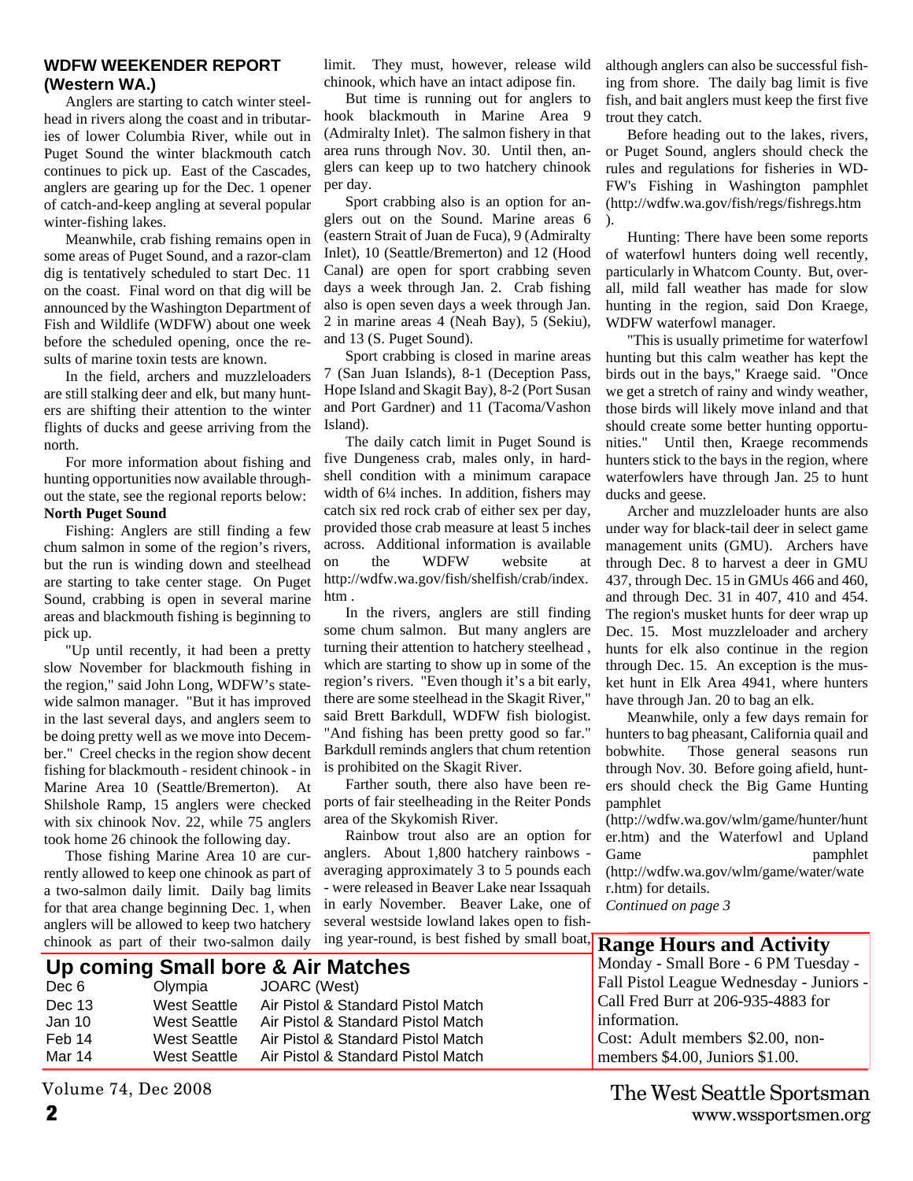## WDFW WEEKENDER REPORT (Western WA.)

Anglers are starting to catch winter steelhead in rivers along the coast and in tributaries of lower Columbia River, while out in Puget Sound the winter blackmouth catch continues to pick up. East of the Cascades, anglers are gearing up for the Dec. 1 opener of catch-and-keep angling at several popular winter-fishing lakes.

Meanwhile, crab fishing remains open in some areas of Puget Sound, and a razor-clam dig is tentatively scheduled to start Dec. 11 on the coast. Final word on that dig will be announced by the Washington Department of Fish and Wildlife (WDFW) about one week before the scheduled opening, once the results of marine toxin tests are known.

In the field, archers and muzzleloaders are still stalking deer and elk, but many hunters are shifting their attention to the winter flights of ducks and geese arriving from the north.

For more information about fishing and hunting opportunities now available throughout the state, see the regional reports below:

**North Puget Sound**

Fishing: Anglers are still finding a few chum salmon in some of the region's rivers, but the run is winding down and steelhead are starting to take center stage. On Puget Sound, crabbing is open in several marine areas and blackmouth fishing is beginning to pick up.

"Up until recently, it had been a pretty slow November for blackmouth fishing in the region," said John Long, WDFW's statewide salmon manager. "But it has improved in the last several days, and anglers seem to be doing pretty well as we move into December." Creel checks in the region show decent fishing for blackmouth - resident chinook - in Marine Area 10 (Seattle/Bremerton). At Shilshole Ramp, 15 anglers were checked with six chinook Nov. 22, while 75 anglers took home 26 chinook the following day.

Those fishing Marine Area 10 are currently allowed to keep one chinook as part of a two-salmon daily limit. Daily bag limits for that area change beginning Dec. 1, when anglers will be allowed to keep two hatchery chinook as part of their two-salmon daily limit. They must, however, release wild chinook, which have an intact adipose fin.

But time is running out for anglers to hook blackmouth in Marine Area 9 (Admiralty Inlet). The salmon fishery in that area runs through Nov. 30. Until then, anglers can keep up to two hatchery chinook per day.

Sport crabbing also is an option for anglers out on the Sound. Marine areas 6 (eastern Strait of Juan de Fuca), 9 (Admiralty Inlet), 10 (Seattle/Bremerton) and 12 (Hood Canal) are open for sport crabbing seven days a week through Jan. 2. Crab fishing also is open seven days a week through Jan. 2 in marine areas 4 (Neah Bay), 5 (Sekiu), and 13 (S. Puget Sound).

Sport crabbing is closed in marine areas 7 (San Juan Islands), 8-1 (Deception Pass, Hope Island and Skagit Bay), 8-2 (Port Susan and Port Gardner) and 11 (Tacoma/Vashon Island).

The daily catch limit in Puget Sound is five Dungeness crab, males only, in hard-shell condition with a minimum carapace width of 6¼ inches. In addition, fishers may catch six red rock crab of either sex per day, provided those crab measure at least 5 inches across. Additional information is available on the WDFW website at http://wdfw.wa.gov/fish/shelfish/crab/index.htm .

In the rivers, anglers are still finding some chum salmon. But many anglers are turning their attention to hatchery steelhead , which are starting to show up in some of the region's rivers. "Even though it's a bit early, there are some steelhead in the Skagit River," said Brett Barkdull, WDFW fish biologist. "And fishing has been pretty good so far." Barkdull reminds anglers that chum retention is prohibited on the Skagit River.

Farther south, there also have been reports of fair steelheading in the Reiter Ponds area of the Skykomish River.

Rainbow trout also are an option for anglers. About 1,800 hatchery rainbows - averaging approximately 3 to 5 pounds each - were released in Beaver Lake near Issaquah in early November. Beaver Lake, one of several westside lowland lakes open to fishing year-round, is best fished by small boat, although anglers can also be successful fishing from shore. The daily bag limit is five fish, and bait anglers must keep the first five trout they catch.

Before heading out to the lakes, rivers, or Puget Sound, anglers should check the rules and regulations for fisheries in WDFW's Fishing in Washington pamphlet (http://wdfw.wa.gov/fish/regs/fishregs.htm ).

Hunting: There have been some reports of waterfowl hunters doing well recently, particularly in Whatcom County. But, overall, mild fall weather has made for slow hunting in the region, said Don Kraege, WDFW waterfowl manager.

"This is usually primetime for waterfowl hunting but this calm weather has kept the birds out in the bays," Kraege said. "Once we get a stretch of rainy and windy weather, those birds will likely move inland and that should create some better hunting opportunities." Until then, Kraege recommends hunters stick to the bays in the region, where waterfowlers have through Jan. 25 to hunt ducks and geese.

Archer and muzzleloader hunts are also under way for black-tail deer in select game management units (GMU). Archers have through Dec. 8 to harvest a deer in GMU 437, through Dec. 15 in GMUs 466 and 460, and through Dec. 31 in 407, 410 and 454. The region's musket hunts for deer wrap up Dec. 15. Most muzzleloader and archery hunts for elk also continue in the region through Dec. 15. An exception is the musket hunt in Elk Area 4941, where hunters have through Jan. 20 to bag an elk.

Meanwhile, only a few days remain for hunters to bag pheasant, California quail and bobwhite. Those general seasons run through Nov. 30. Before going afield, hunters should check the Big Game Hunting pamphlet (http://wdfw.wa.gov/wlm/game/hunter/hunter.htm) and the Waterfowl and Upland Game pamphlet (http://wdfw.wa.gov/wlm/game/water/water.htm) for details.

*Continued on page 3*

## Up coming Small bore & Air Matches

| | | |
|---|---|---|
| Dec 6 | Olympia | JOARC (West) |
| Dec 13 | West Seattle | Air Pistol & Standard Pistol Match |
| Jan 10 | West Seattle | Air Pistol & Standard Pistol Match |
| Feb 14 | West Seattle | Air Pistol & Standard Pistol Match |
| Mar 14 | West Seattle | Air Pistol & Standard Pistol Match |

## Range Hours and Activity

Monday - Small Bore - 6 PM Tuesday - Fall Pistol League Wednesday - Juniors - Call Fred Burr at 206-935-4883 for information.

Cost: Adult members $2.00, non-members $4.00, Juniors $1.00.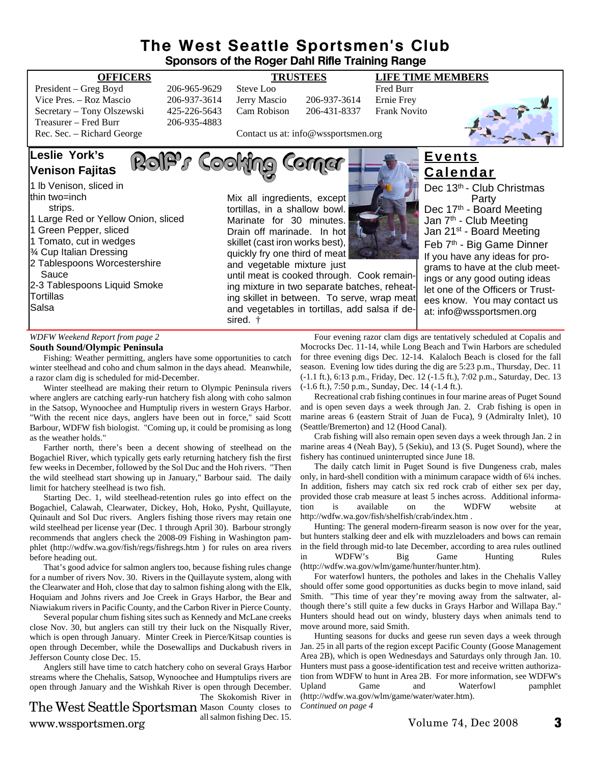# The West Seattle Sportsmen's Club

**Sponsors of the Roger Dahl Rifle Training Range**

| OFFICERS | | TRUSTEES | | LIFE TIME MEMBERS |
|---|---|---|---|---|
| President – Greg Boyd | 206-965-9629 | Steve Loo | | Fred Burr |
| Vice Pres. – Roz Mascio | 206-937-3614 | Jerry Mascio | 206-937-3614 | Ernie Frey |
| Secretary – Tony Olszewski | 425-226-5643 | Cam Robison | 206-431-8337 | Frank Novito |
| Treasurer – Fred Burr | 206-935-4883 | | | |
| Rec. Sec. – Richard George | | Contact us at: info@wssportsmen.org | | |

## Rolf's Cooking Corner

### Leslie York's Venison FajitaS

- 1 lb Venison, sliced in thin two=inch strips.
- 1 Large Red or Yellow Onion, sliced
- 1 Green Pepper, sliced
- 1 Tomato, cut in wedges
- ¾ Cup Italian Dressing
- 2 Tablespoons Worcestershire Sauce
- 2-3 Tablespoons Liquid Smoke
- Tortillas
- Salsa

Mix all ingredients, except tortillas, in a shallow bowl. Marinate for 30 minutes. Drain off marinade. In hot skillet (cast iron works best), quickly fry one third of meat and vegetable mixture just until meat is cooked through. Cook remaining mixture in two separate batches, reheating skillet in between. To serve, wrap meat and vegetables in tortillas, add salsa if desired. †

## Events Calendar

- Dec 13th - Club Christmas Party
- Dec 17th - Board Meeting
- Jan 7th - Club Meeting
- Jan 21st - Board Meeting
- Feb 7th - Big Game Dinner

If you have any ideas for programs to have at the club meetings or any good outing ideas let one of the Officers or Trustees know. You may contact us at: info@wssportsmen.org

*WDFW Weekend Report from page 2*

**South Sound/Olympic Peninsula**

Fishing: Weather permitting, anglers have some opportunities to catch winter steelhead and coho and chum salmon in the days ahead. Meanwhile, a razor clam dig is scheduled for mid-December.

Winter steelhead are making their return to Olympic Peninsula rivers where anglers are catching early-run hatchery fish along with coho salmon in the Satsop, Wynoochee and Humptulip rivers in western Grays Harbor. "With the recent nice days, anglers have been out in force," said Scott Barbour, WDFW fish biologist. "Coming up, it could be promising as long as the weather holds."

Farther north, there's been a decent showing of steelhead on the Bogachiel River, which typically gets early returning hatchery fish the first few weeks in December, followed by the Sol Duc and the Hoh rivers. "Then the wild steelhead start showing up in January," Barbour said. The daily limit for hatchery steelhead is two fish.

Starting Dec. 1, wild steelhead-retention rules go into effect on the Bogachiel, Calawah, Clearwater, Dickey, Hoh, Hoko, Pysht, Quillayute, Quinault and Sol Duc rivers. Anglers fishing those rivers may retain one wild steelhead per license year (Dec. 1 through April 30). Barbour strongly recommends that anglers check the 2008-09 Fishing in Washington pamphlet (http://wdfw.wa.gov/fish/regs/fishregs.htm ) for rules on area rivers before heading out.

That's good advice for salmon anglers too, because fishing rules change for a number of rivers Nov. 30. Rivers in the Quillayute system, along with the Clearwater and Hoh, close that day to salmon fishing along with the Elk, Hoquiam and Johns rivers and Joe Creek in Grays Harbor, the Bear and Niawiakum rivers in Pacific County, and the Carbon River in Pierce County.

Several popular chum fishing sites such as Kennedy and McLane creeks close Nov. 30, but anglers can still try their luck on the Nisqually River, which is open through January. Minter Creek in Pierce/Kitsap counties is open through December, while the Dosewallips and Duckabush rivers in Jefferson County close Dec. 15.

Anglers still have time to catch hatchery coho on several Grays Harbor streams where the Chehalis, Satsop, Wynoochee and Humptulips rivers are open through January and the Wishkah River is open through December. The Skokomish River in Mason County closes to all salmon fishing Dec. 15.

Four evening razor clam digs are tentatively scheduled at Copalis and Mocrocks Dec. 11-14, while Long Beach and Twin Harbors are scheduled for three evening digs Dec. 12-14. Kalaloch Beach is closed for the fall season. Evening low tides during the dig are 5:23 p.m., Thursday, Dec. 11 (-1.1 ft.), 6:13 p.m., Friday, Dec. 12 (-1.5 ft.), 7:02 p.m., Saturday, Dec. 13 (-1.6 ft.), 7:50 p.m., Sunday, Dec. 14 (-1.4 ft.).

Recreational crab fishing continues in four marine areas of Puget Sound and is open seven days a week through Jan. 2. Crab fishing is open in marine areas 6 (eastern Strait of Juan de Fuca), 9 (Admiralty Inlet), 10 (Seattle/Bremerton) and 12 (Hood Canal).

Crab fishing will also remain open seven days a week through Jan. 2 in marine areas 4 (Neah Bay), 5 (Sekiu), and 13 (S. Puget Sound), where the fishery has continued uninterrupted since June 18.

The daily catch limit in Puget Sound is five Dungeness crab, males only, in hard-shell condition with a minimum carapace width of 6¼ inches. In addition, fishers may catch six red rock crab of either sex per day, provided those crab measure at least 5 inches across. Additional information is available on the WDFW website at http://wdfw.wa.gov/fish/shelfish/crab/index.htm .

Hunting: The general modern-firearm season is now over for the year, but hunters stalking deer and elk with muzzleloaders and bows can remain in the field through mid-to late December, according to area rules outlined in WDFW's Big Game Hunting Rules (http://wdfw.wa.gov/wlm/game/hunter/hunter.htm).

For waterfowl hunters, the potholes and lakes in the Chehalis Valley should offer some good opportunities as ducks begin to move inland, said Smith. "This time of year they're moving away from the saltwater, although there's still quite a few ducks in Grays Harbor and Willapa Bay." Hunters should head out on windy, blustery days when animals tend to move around more, said Smith.

Hunting seasons for ducks and geese run seven days a week through Jan. 25 in all parts of the region except Pacific County (Goose Management Area 2B), which is open Wednesdays and Saturdays only through Jan. 10. Hunters must pass a goose-identification test and receive written authorization from WDFW to hunt in Area 2B. For more information, see WDFW's Upland Game and Waterfowl pamphlet (http://wdfw.wa.gov/wlm/game/water/water.htm).

*Continued on page 4*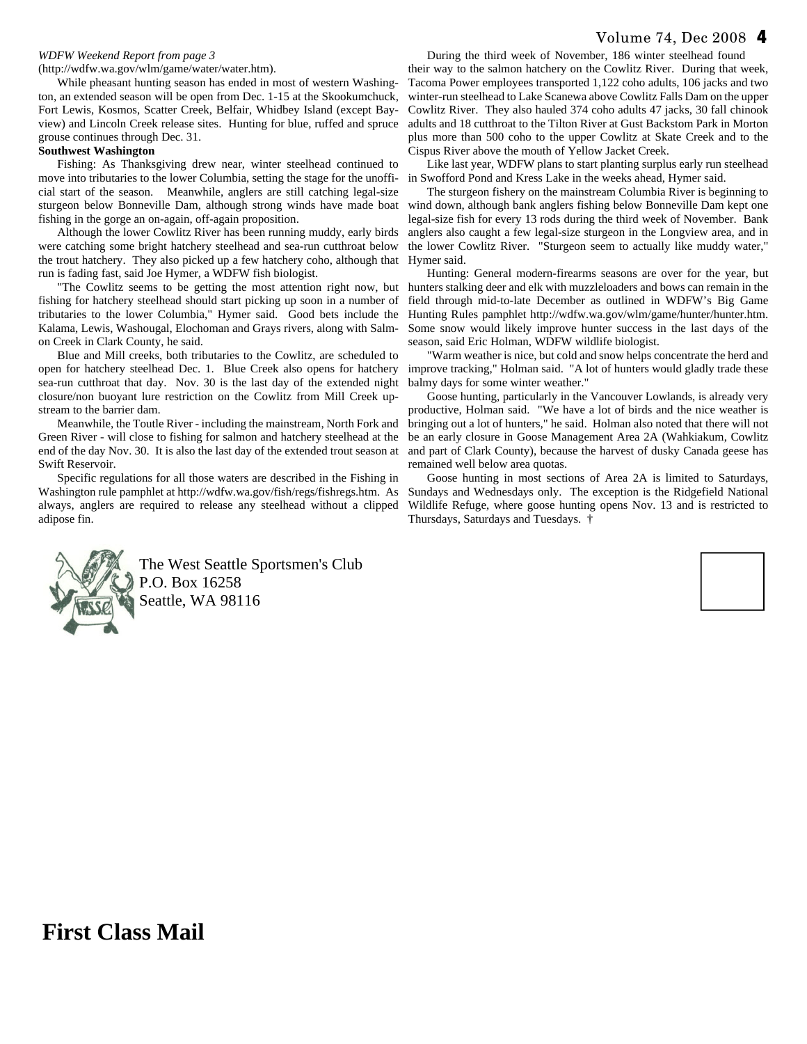*WDFW Weekend Report from page 3*

(http://wdfw.wa.gov/wlm/game/water/water.htm).

While pheasant hunting season has ended in most of western Washington, an extended season will be open from Dec. 1-15 at the Skookumchuck, Fort Lewis, Kosmos, Scatter Creek, Belfair, Whidbey Island (except Bayview) and Lincoln Creek release sites. Hunting for blue, ruffed and spruce grouse continues through Dec. 31.

**Southwest Washington**

Fishing: As Thanksgiving drew near, winter steelhead continued to move into tributaries to the lower Columbia, setting the stage for the unofficial start of the season. Meanwhile, anglers are still catching legal-size sturgeon below Bonneville Dam, although strong winds have made boat fishing in the gorge an on-again, off-again proposition.

Although the lower Cowlitz River has been running muddy, early birds were catching some bright hatchery steelhead and sea-run cutthroat below the trout hatchery. They also picked up a few hatchery coho, although that run is fading fast, said Joe Hymer, a WDFW fish biologist.

"The Cowlitz seems to be getting the most attention right now, but fishing for hatchery steelhead should start picking up soon in a number of tributaries to the lower Columbia," Hymer said. Good bets include the Kalama, Lewis, Washougal, Elochoman and Grays rivers, along with Salmon Creek in Clark County, he said.

Blue and Mill creeks, both tributaries to the Cowlitz, are scheduled to open for hatchery steelhead Dec. 1. Blue Creek also opens for hatchery sea-run cutthroat that day. Nov. 30 is the last day of the extended night closure/non buoyant lure restriction on the Cowlitz from Mill Creek upstream to the barrier dam.

Meanwhile, the Toutle River - including the mainstream, North Fork and Green River - will close to fishing for salmon and hatchery steelhead at the end of the day Nov. 30. It is also the last day of the extended trout season at Swift Reservoir.

Specific regulations for all those waters are described in the Fishing in Washington rule pamphlet at http://wdfw.wa.gov/fish/regs/fishregs.htm. As always, anglers are required to release any steelhead without a clipped adipose fin.

During the third week of November, 186 winter steelhead found their way to the salmon hatchery on the Cowlitz River. During that week, Tacoma Power employees transported 1,122 coho adults, 106 jacks and two winter-run steelhead to Lake Scanewa above Cowlitz Falls Dam on the upper Cowlitz River. They also hauled 374 coho adults 47 jacks, 30 fall chinook adults and 18 cutthroat to the Tilton River at Gust Backstom Park in Morton plus more than 500 coho to the upper Cowlitz at Skate Creek and to the Cispus River above the mouth of Yellow Jacket Creek.

Like last year, WDFW plans to start planting surplus early run steelhead in Swofford Pond and Kress Lake in the weeks ahead, Hymer said.

The sturgeon fishery on the mainstream Columbia River is beginning to wind down, although bank anglers fishing below Bonneville Dam kept one legal-size fish for every 13 rods during the third week of November. Bank anglers also caught a few legal-size sturgeon in the Longview area, and in the lower Cowlitz River. "Sturgeon seem to actually like muddy water," Hymer said.

Hunting: General modern-firearms seasons are over for the year, but hunters stalking deer and elk with muzzleloaders and bows can remain in the field through mid-to-late December as outlined in WDFW's Big Game Hunting Rules pamphlet http://wdfw.wa.gov/wlm/game/hunter/hunter.htm. Some snow would likely improve hunter success in the last days of the season, said Eric Holman, WDFW wildlife biologist.

"Warm weather is nice, but cold and snow helps concentrate the herd and improve tracking," Holman said. "A lot of hunters would gladly trade these balmy days for some winter weather."

Goose hunting, particularly in the Vancouver Lowlands, is already very productive, Holman said. "We have a lot of birds and the nice weather is bringing out a lot of hunters," he said. Holman also noted that there will not be an early closure in Goose Management Area 2A (Wahkiakum, Cowlitz and part of Clark County), because the harvest of dusky Canada geese has remained well below area quotas.

Goose hunting in most sections of Area 2A is limited to Saturdays, Sundays and Wednesdays only. The exception is the Ridgefield National Wildlife Refuge, where goose hunting opens Nov. 13 and is restricted to Thursdays, Saturdays and Tuesdays. †

The West Seattle Sportsmen's Club
P.O. Box 16258
Seattle, WA 98116

**First Class Mail**